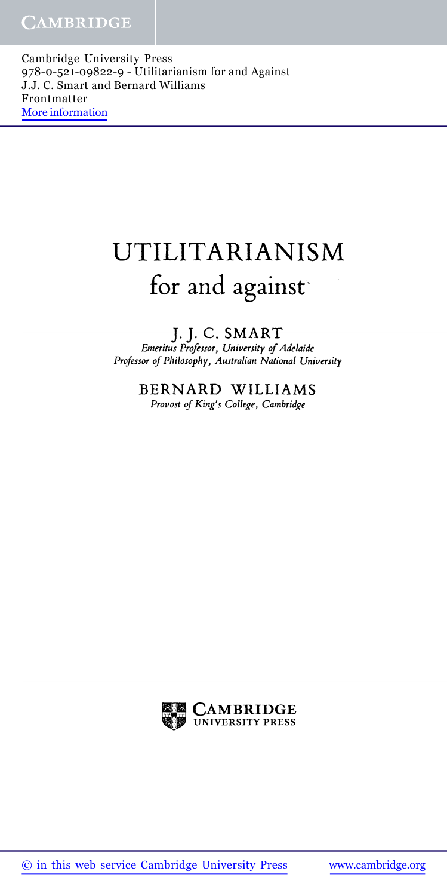# UTILITARIANISM

## for and against

**J. J. C. SMART**

*Emeritus Professor, University of Adelaide*

*Professor of Philosophy, Australian National University*

**BERNARD WILLIAMS**

*Provost of King's College, Cambridge*

CAMBRIDGE UNIVERSITY PRESS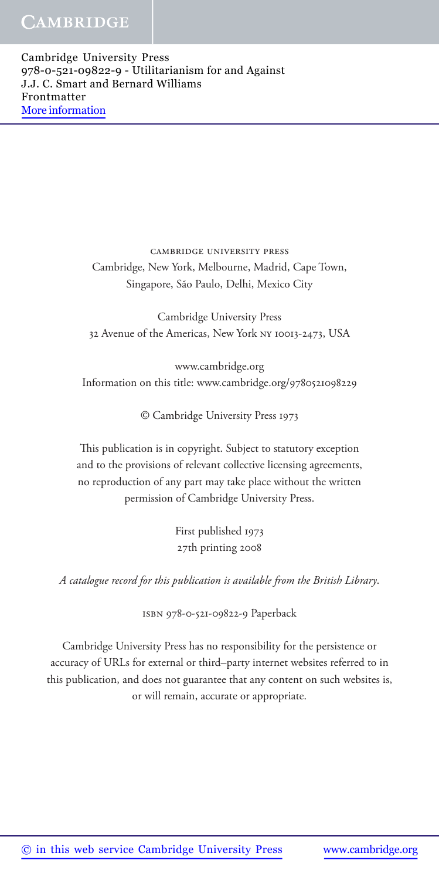CAMBRIDGE UNIVERSITY PRESS

Cambridge, New York, Melbourne, Madrid, Cape Town,
Singapore, São Paulo, Delhi, Mexico City

Cambridge University Press
32 Avenue of the Americas, New York NY 10013-2473, USA

www.cambridge.org
Information on this title: www.cambridge.org/9780521098229

© Cambridge University Press 1973

This publication is in copyright. Subject to statutory exception
and to the provisions of relevant collective licensing agreements,
no reproduction of any part may take place without the written
permission of Cambridge University Press.

First published 1973
27th printing 2008

*A catalogue record for this publication is available from the British Library.*

ISBN 978-0-521-09822-9 Paperback

Cambridge University Press has no responsibility for the persistence or
accuracy of URLs for external or third–party internet websites referred to in
this publication, and does not guarantee that any content on such websites is,
or will remain, accurate or appropriate.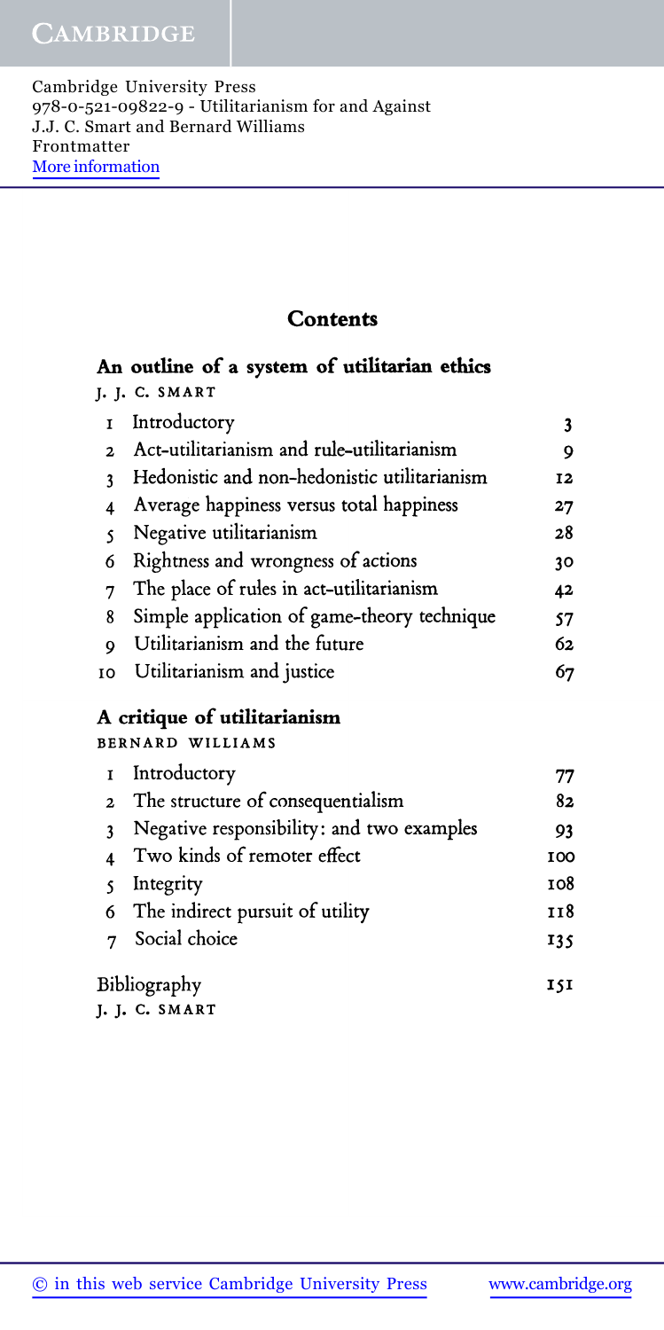# Contents

## An outline of a system of utilitarian ethics

J. J. C. SMART

| | | |
|---|---|---|
| 1 | Introductory | 3 |
| 2 | Act-utilitarianism and rule-utilitarianism | 9 |
| 3 | Hedonistic and non-hedonistic utilitarianism | 12 |
| 4 | Average happiness versus total happiness | 27 |
| 5 | Negative utilitarianism | 28 |
| 6 | Rightness and wrongness of actions | 30 |
| 7 | The place of rules in act-utilitarianism | 42 |
| 8 | Simple application of game-theory technique | 57 |
| 9 | Utilitarianism and the future | 62 |
| 10 | Utilitarianism and justice | 67 |

## A critique of utilitarianism

BERNARD WILLIAMS

| | | |
|---|---|---|
| 1 | Introductory | 77 |
| 2 | The structure of consequentialism | 82 |
| 3 | Negative responsibility: and two examples | 93 |
| 4 | Two kinds of remoter effect | 100 |
| 5 | Integrity | 108 |
| 6 | The indirect pursuit of utility | 118 |
| 7 | Social choice | 135 |

Bibliography 151

J. J. C. SMART